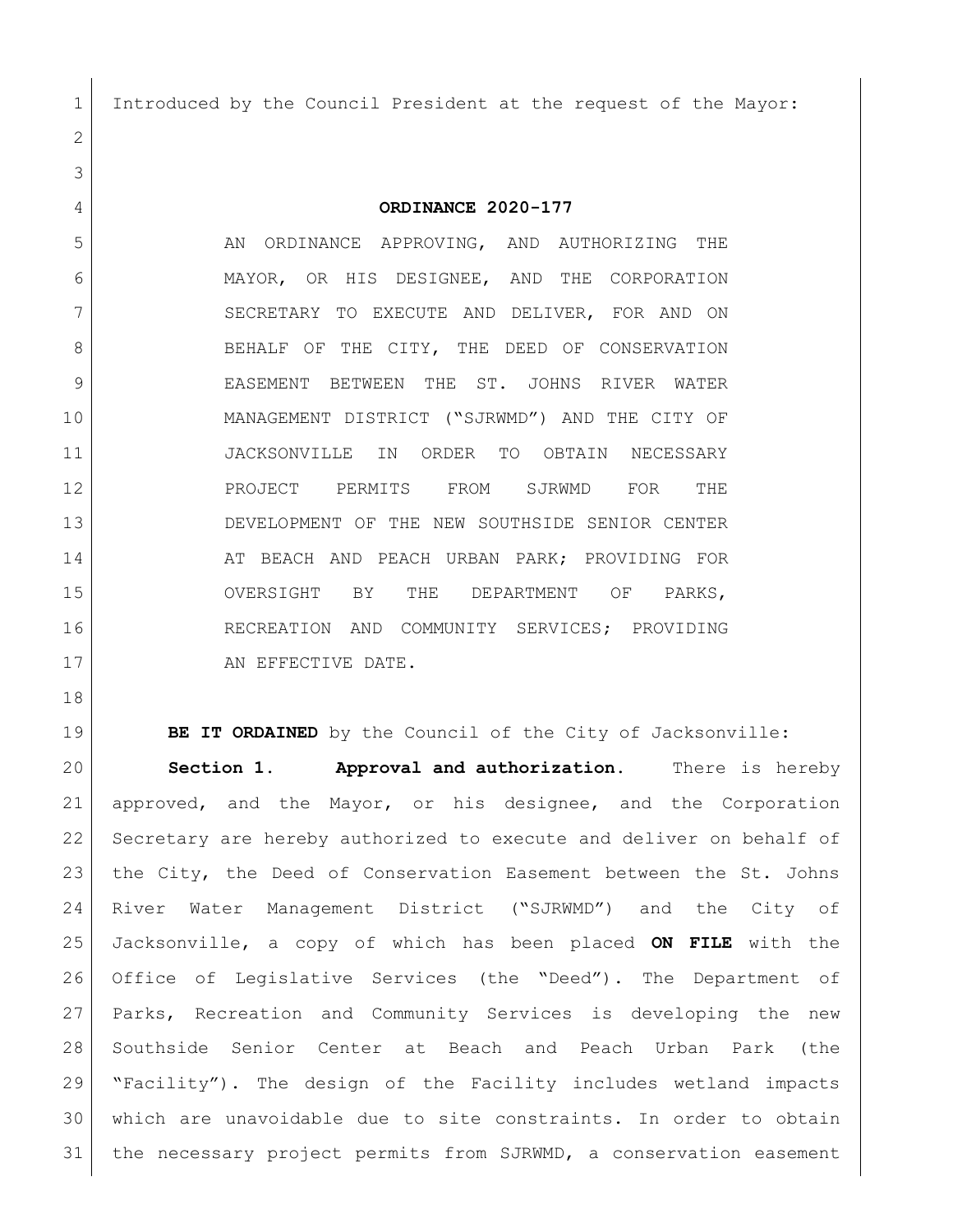Introduced by the Council President at the request of the Mayor:

# ORDINANCE 2020-177

AN ORDINANCE APPROVING, AND AUTHORIZING THE MAYOR, OR HIS DESIGNEE, AND THE CORPORATION SECRETARY TO EXECUTE AND DELIVER, FOR AND ON BEHALF OF THE CITY, THE DEED OF CONSERVATION EASEMENT BETWEEN THE ST. JOHNS RIVER WATER MANAGEMENT DISTRICT ("SJRWMD") AND THE CITY OF JACKSONVILLE IN ORDER TO OBTAIN NECESSARY PROJECT PERMITS FROM SJRWMD FOR THE DEVELOPMENT OF THE NEW SOUTHSIDE SENIOR CENTER AT BEACH AND PEACH URBAN PARK; PROVIDING FOR OVERSIGHT BY THE DEPARTMENT OF PARKS, RECREATION AND COMMUNITY SERVICES; PROVIDING AN EFFECTIVE DATE.

**BE IT ORDAINED** by the Council of the City of Jacksonville:

**Section 1. Approval and authorization.** There is hereby approved, and the Mayor, or his designee, and the Corporation Secretary are hereby authorized to execute and deliver on behalf of the City, the Deed of Conservation Easement between the St. Johns River Water Management District ("SJRWMD") and the City of Jacksonville, a copy of which has been placed **ON FILE** with the Office of Legislative Services (the "Deed"). The Department of Parks, Recreation and Community Services is developing the new Southside Senior Center at Beach and Peach Urban Park (the "Facility"). The design of the Facility includes wetland impacts which are unavoidable due to site constraints. In order to obtain the necessary project permits from SJRWMD, a conservation easement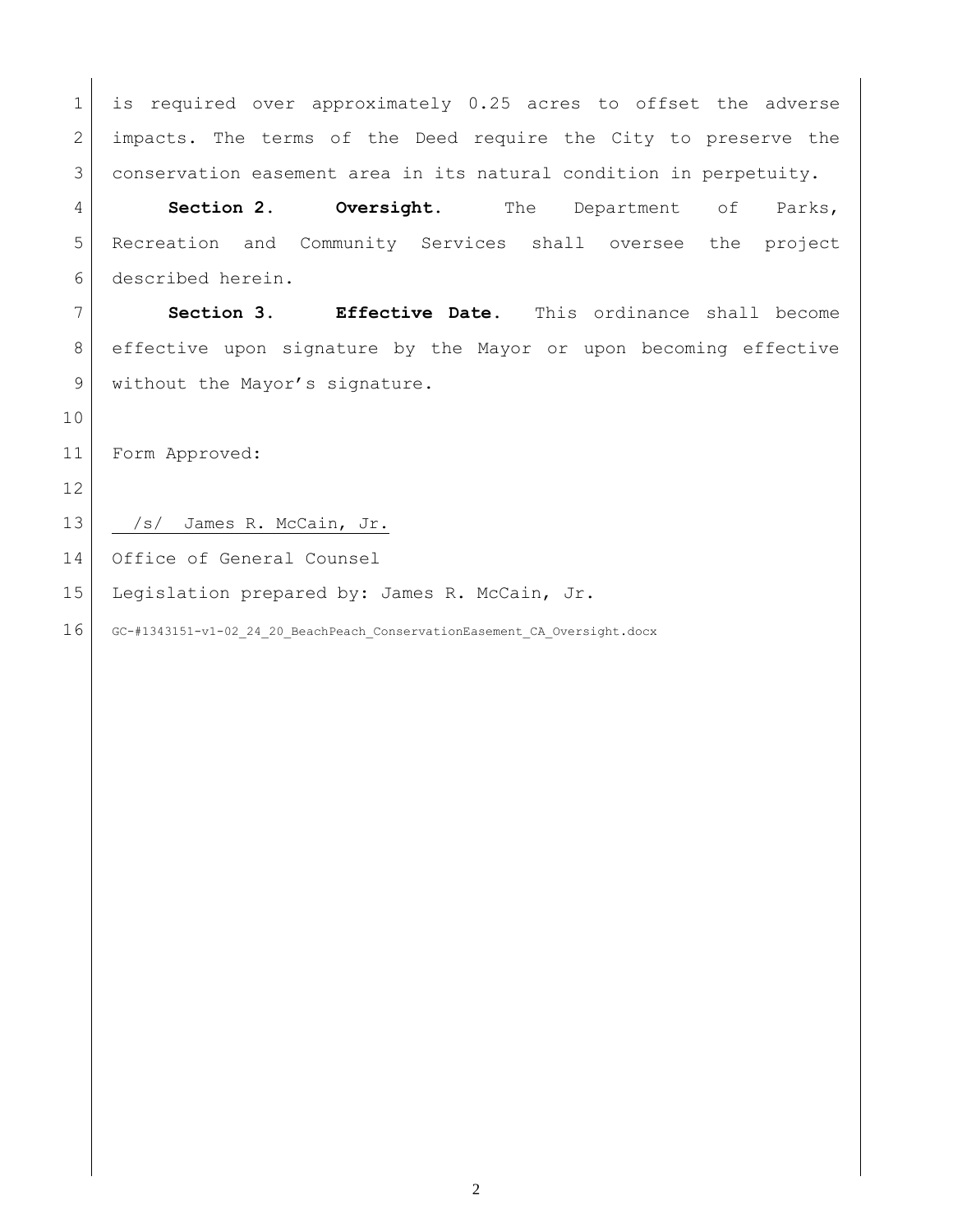is required over approximately 0.25 acres to offset the adverse impacts. The terms of the Deed require the City to preserve the conservation easement area in its natural condition in perpetuity.

**Section 2. Oversight.** The Department of Parks, Recreation and Community Services shall oversee the project described herein.

**Section 3. Effective Date.** This ordinance shall become effective upon signature by the Mayor or upon becoming effective without the Mayor's signature.

Form Approved:

/s/ James R. McCain, Jr.

Office of General Counsel

Legislation prepared by: James R. McCain, Jr.

GC-#1343151-v1-02_24_20_BeachPeach_ConservationEasement_CA_Oversight.docx